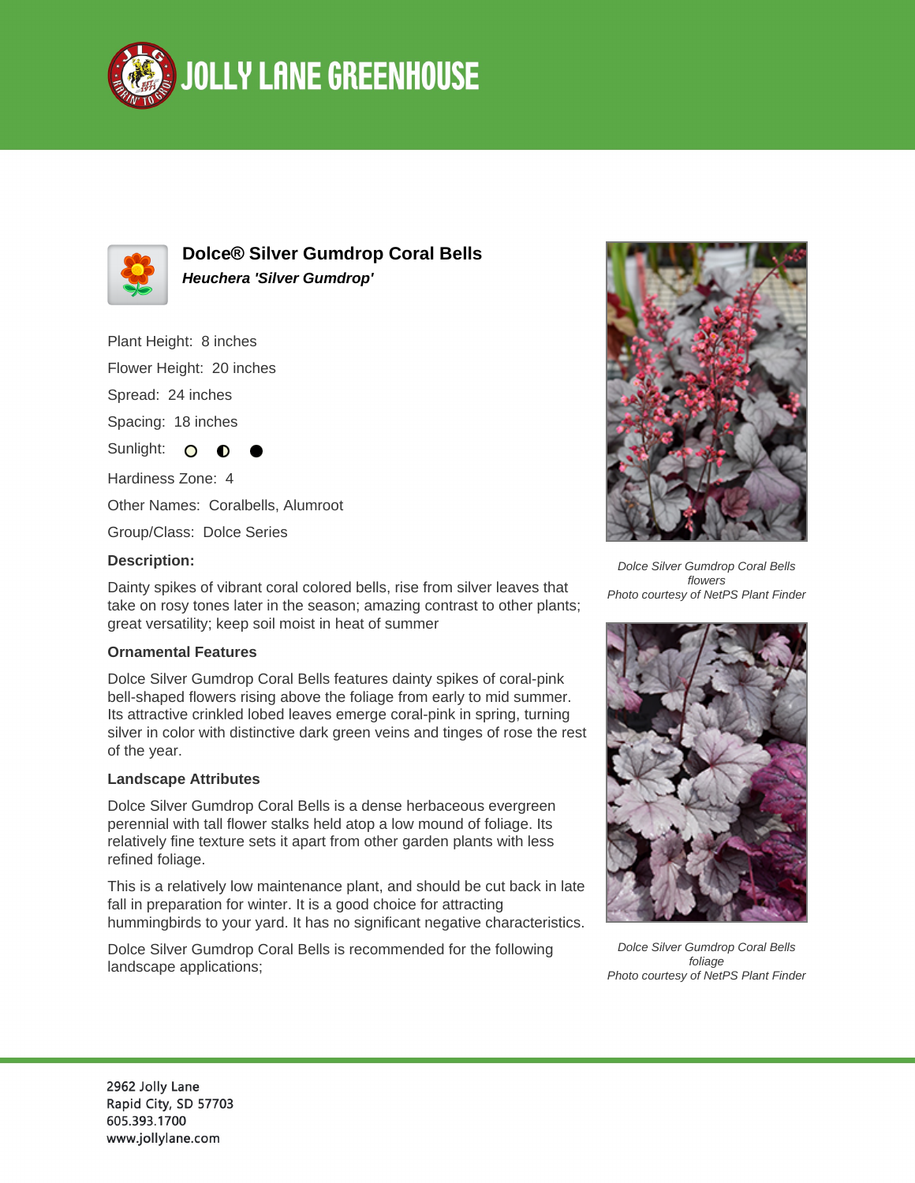# JOLLY LANE GREENHOUSE

## Dolce® Silver Gumdrop Coral Bells

***Heuchera 'Silver Gumdrop'***

Plant Height: 8 inches

Flower Height: 20 inches

Spread: 24 inches

Spacing: 18 inches

Sunlight: ○ ◐ ●

Hardiness Zone: 4

Other Names: Coralbells, Alumroot

Group/Class: Dolce Series

**Description:**

Dainty spikes of vibrant coral colored bells, rise from silver leaves that take on rosy tones later in the season; amazing contrast to other plants; great versatility; keep soil moist in heat of summer

**Ornamental Features**

Dolce Silver Gumdrop Coral Bells features dainty spikes of coral-pink bell-shaped flowers rising above the foliage from early to mid summer. Its attractive crinkled lobed leaves emerge coral-pink in spring, turning silver in color with distinctive dark green veins and tinges of rose the rest of the year.

**Landscape Attributes**

Dolce Silver Gumdrop Coral Bells is a dense herbaceous evergreen perennial with tall flower stalks held atop a low mound of foliage. Its relatively fine texture sets it apart from other garden plants with less refined foliage.

This is a relatively low maintenance plant, and should be cut back in late fall in preparation for winter. It is a good choice for attracting hummingbirds to your yard. It has no significant negative characteristics.

Dolce Silver Gumdrop Coral Bells is recommended for the following landscape applications;

*Dolce Silver Gumdrop Coral Bells flowers*
*Photo courtesy of NetPS Plant Finder*

*Dolce Silver Gumdrop Coral Bells foliage*
*Photo courtesy of NetPS Plant Finder*

2962 Jolly Lane
Rapid City, SD 57703
605.393.1700
www.jollylane.com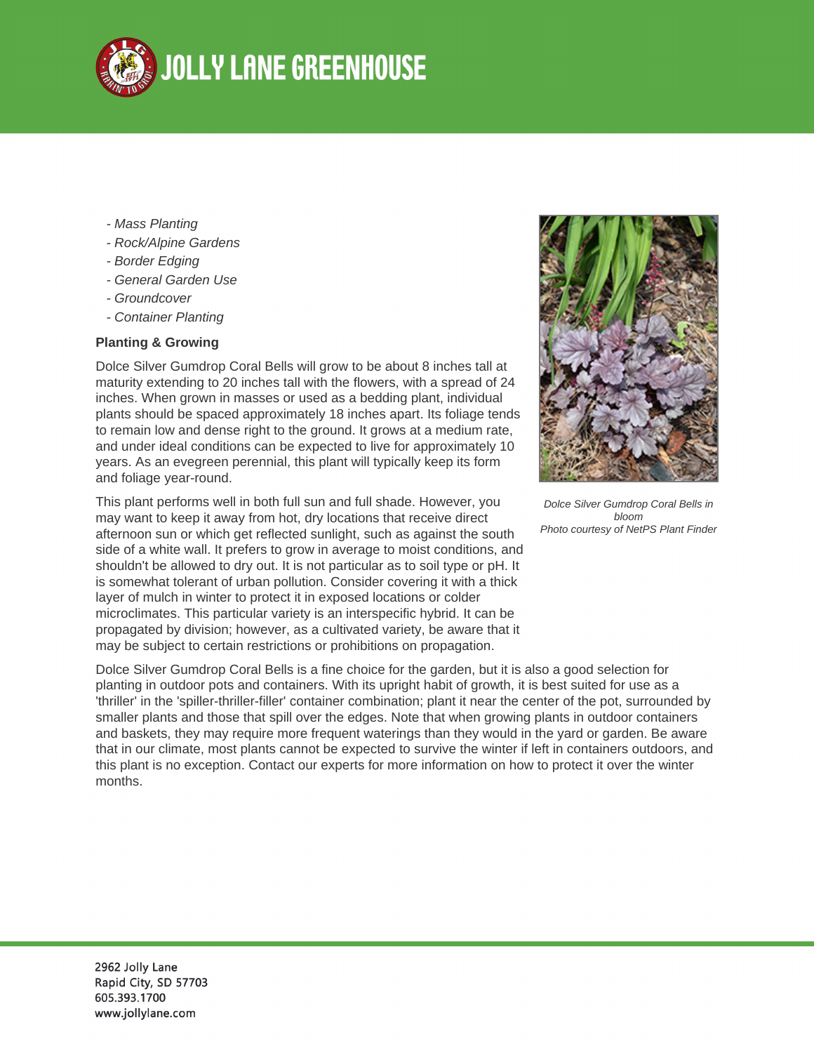- *Mass Planting*
- *Rock/Alpine Gardens*
- *Border Edging*
- *General Garden Use*
- *Groundcover*
- *Container Planting*

**Planting & Growing**

Dolce Silver Gumdrop Coral Bells will grow to be about 8 inches tall at maturity extending to 20 inches tall with the flowers, with a spread of 24 inches. When grown in masses or used as a bedding plant, individual plants should be spaced approximately 18 inches apart. Its foliage tends to remain low and dense right to the ground. It grows at a medium rate, and under ideal conditions can be expected to live for approximately 10 years. As an evegreen perennial, this plant will typically keep its form and foliage year-round.

This plant performs well in both full sun and full shade. However, you may want to keep it away from hot, dry locations that receive direct afternoon sun or which get reflected sunlight, such as against the south side of a white wall. It prefers to grow in average to moist conditions, and shouldn't be allowed to dry out. It is not particular as to soil type or pH. It is somewhat tolerant of urban pollution. Consider covering it with a thick layer of mulch in winter to protect it in exposed locations or colder microclimates. This particular variety is an interspecific hybrid. It can be propagated by division; however, as a cultivated variety, be aware that it may be subject to certain restrictions or prohibitions on propagation.

*Dolce Silver Gumdrop Coral Bells in bloom*
*Photo courtesy of NetPS Plant Finder*

Dolce Silver Gumdrop Coral Bells is a fine choice for the garden, but it is also a good selection for planting in outdoor pots and containers. With its upright habit of growth, it is best suited for use as a 'thriller' in the 'spiller-thriller-filler' container combination; plant it near the center of the pot, surrounded by smaller plants and those that spill over the edges. Note that when growing plants in outdoor containers and baskets, they may require more frequent waterings than they would in the yard or garden. Be aware that in our climate, most plants cannot be expected to survive the winter if left in containers outdoors, and this plant is no exception. Contact our experts for more information on how to protect it over the winter months.